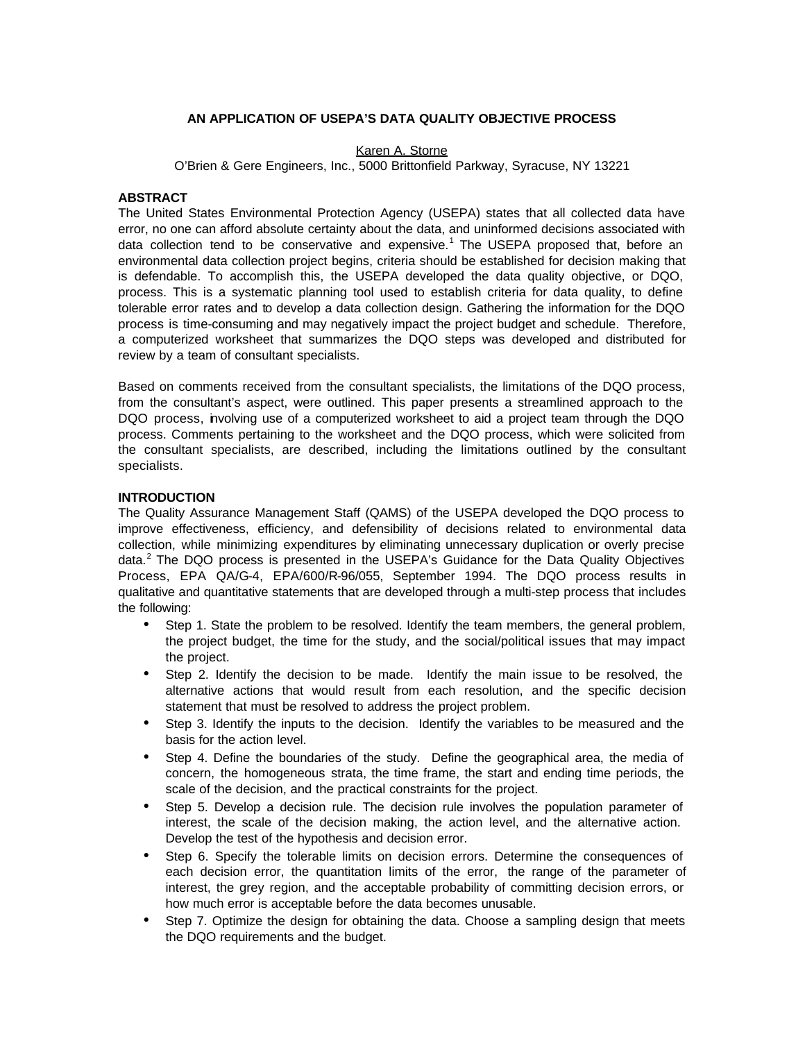# AN APPLICATION OF USEPA'S DATA QUALITY OBJECTIVE PROCESS

Karen A. Storne
O'Brien & Gere Engineers, Inc., 5000 Brittonfield Parkway, Syracuse, NY 13221

## ABSTRACT

The United States Environmental Protection Agency (USEPA) states that all collected data have error, no one can afford absolute certainty about the data, and uninformed decisions associated with data collection tend to be conservative and expensive.[1] The USEPA proposed that, before an environmental data collection project begins, criteria should be established for decision making that is defendable. To accomplish this, the USEPA developed the data quality objective, or DQO, process. This is a systematic planning tool used to establish criteria for data quality, to define tolerable error rates and to develop a data collection design. Gathering the information for the DQO process is time-consuming and may negatively impact the project budget and schedule. Therefore, a computerized worksheet that summarizes the DQO steps was developed and distributed for review by a team of consultant specialists.

Based on comments received from the consultant specialists, the limitations of the DQO process, from the consultant's aspect, were outlined. This paper presents a streamlined approach to the DQO process, involving use of a computerized worksheet to aid a project team through the DQO process. Comments pertaining to the worksheet and the DQO process, which were solicited from the consultant specialists, are described, including the limitations outlined by the consultant specialists.

## INTRODUCTION

The Quality Assurance Management Staff (QAMS) of the USEPA developed the DQO process to improve effectiveness, efficiency, and defensibility of decisions related to environmental data collection, while minimizing expenditures by eliminating unnecessary duplication or overly precise data.[2] The DQO process is presented in the USEPA's Guidance for the Data Quality Objectives Process, EPA QA/G-4, EPA/600/R-96/055, September 1994. The DQO process results in qualitative and quantitative statements that are developed through a multi-step process that includes the following:

- Step 1. State the problem to be resolved. Identify the team members, the general problem, the project budget, the time for the study, and the social/political issues that may impact the project.
- Step 2. Identify the decision to be made. Identify the main issue to be resolved, the alternative actions that would result from each resolution, and the specific decision statement that must be resolved to address the project problem.
- Step 3. Identify the inputs to the decision. Identify the variables to be measured and the basis for the action level.
- Step 4. Define the boundaries of the study. Define the geographical area, the media of concern, the homogeneous strata, the time frame, the start and ending time periods, the scale of the decision, and the practical constraints for the project.
- Step 5. Develop a decision rule. The decision rule involves the population parameter of interest, the scale of the decision making, the action level, and the alternative action. Develop the test of the hypothesis and decision error.
- Step 6. Specify the tolerable limits on decision errors. Determine the consequences of each decision error, the quantitation limits of the error, the range of the parameter of interest, the grey region, and the acceptable probability of committing decision errors, or how much error is acceptable before the data becomes unusable.
- Step 7. Optimize the design for obtaining the data. Choose a sampling design that meets the DQO requirements and the budget.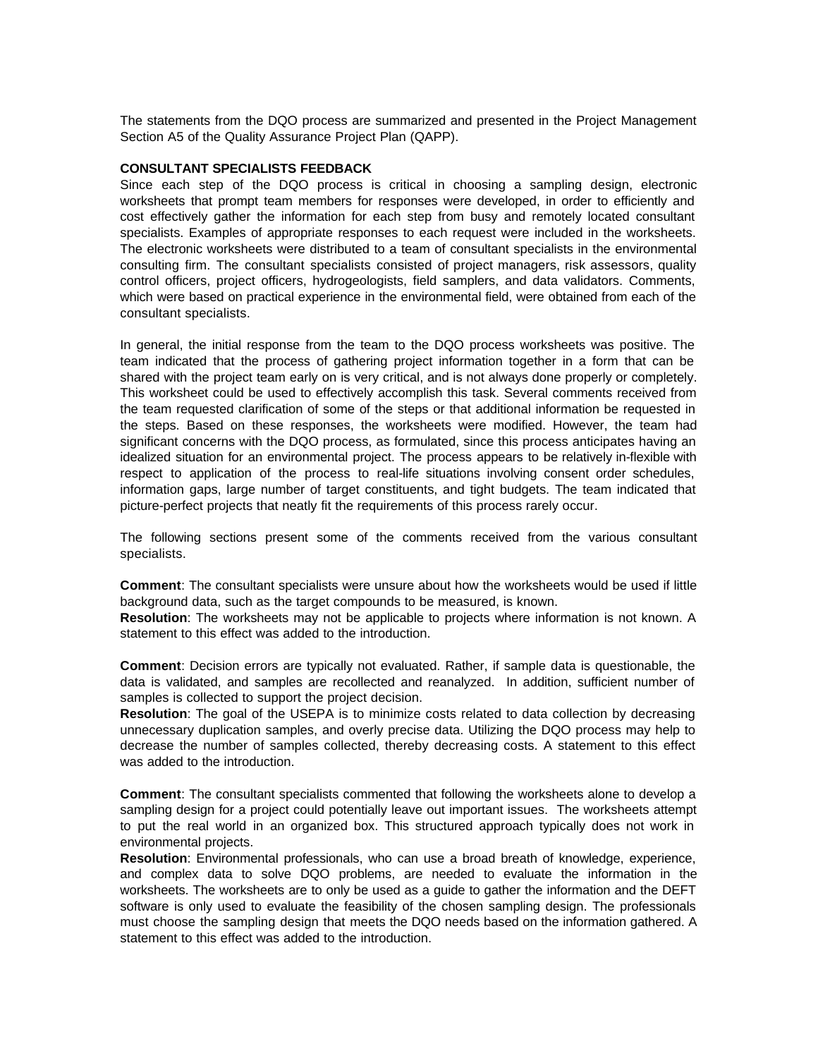The statements from the DQO process are summarized and presented in the Project Management Section A5 of the Quality Assurance Project Plan (QAPP).

**CONSULTANT SPECIALISTS FEEDBACK**

Since each step of the DQO process is critical in choosing a sampling design, electronic worksheets that prompt team members for responses were developed, in order to efficiently and cost effectively gather the information for each step from busy and remotely located consultant specialists. Examples of appropriate responses to each request were included in the worksheets. The electronic worksheets were distributed to a team of consultant specialists in the environmental consulting firm. The consultant specialists consisted of project managers, risk assessors, quality control officers, project officers, hydrogeologists, field samplers, and data validators. Comments, which were based on practical experience in the environmental field, were obtained from each of the consultant specialists.

In general, the initial response from the team to the DQO process worksheets was positive. The team indicated that the process of gathering project information together in a form that can be shared with the project team early on is very critical, and is not always done properly or completely. This worksheet could be used to effectively accomplish this task. Several comments received from the team requested clarification of some of the steps or that additional information be requested in the steps. Based on these responses, the worksheets were modified. However, the team had significant concerns with the DQO process, as formulated, since this process anticipates having an idealized situation for an environmental project. The process appears to be relatively in-flexible with respect to application of the process to real-life situations involving consent order schedules, information gaps, large number of target constituents, and tight budgets. The team indicated that picture-perfect projects that neatly fit the requirements of this process rarely occur.

The following sections present some of the comments received from the various consultant specialists.

**Comment**: The consultant specialists were unsure about how the worksheets would be used if little background data, such as the target compounds to be measured, is known.
**Resolution**: The worksheets may not be applicable to projects where information is not known. A statement to this effect was added to the introduction.

**Comment**: Decision errors are typically not evaluated. Rather, if sample data is questionable, the data is validated, and samples are recollected and reanalyzed. In addition, sufficient number of samples is collected to support the project decision.
**Resolution**: The goal of the USEPA is to minimize costs related to data collection by decreasing unnecessary duplication samples, and overly precise data. Utilizing the DQO process may help to decrease the number of samples collected, thereby decreasing costs. A statement to this effect was added to the introduction.

**Comment**: The consultant specialists commented that following the worksheets alone to develop a sampling design for a project could potentially leave out important issues. The worksheets attempt to put the real world in an organized box. This structured approach typically does not work in environmental projects.
**Resolution**: Environmental professionals, who can use a broad breath of knowledge, experience, and complex data to solve DQO problems, are needed to evaluate the information in the worksheets. The worksheets are to only be used as a guide to gather the information and the DEFT software is only used to evaluate the feasibility of the chosen sampling design. The professionals must choose the sampling design that meets the DQO needs based on the information gathered. A statement to this effect was added to the introduction.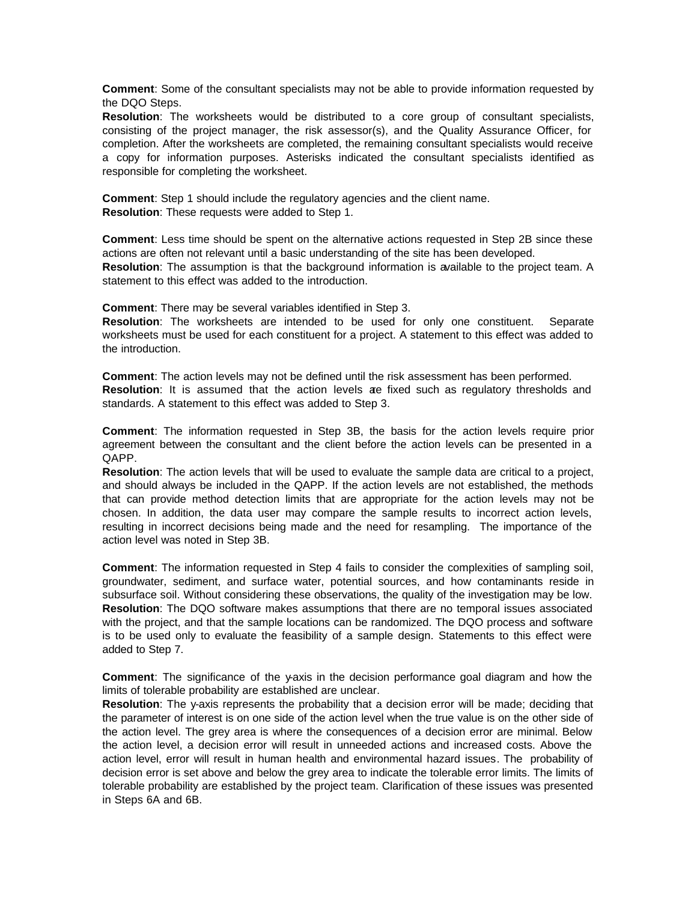**Comment**: Some of the consultant specialists may not be able to provide information requested by the DQO Steps.
**Resolution**: The worksheets would be distributed to a core group of consultant specialists, consisting of the project manager, the risk assessor(s), and the Quality Assurance Officer, for completion. After the worksheets are completed, the remaining consultant specialists would receive a copy for information purposes. Asterisks indicated the consultant specialists identified as responsible for completing the worksheet.

**Comment**: Step 1 should include the regulatory agencies and the client name.
**Resolution**: These requests were added to Step 1.

**Comment**: Less time should be spent on the alternative actions requested in Step 2B since these actions are often not relevant until a basic understanding of the site has been developed.
**Resolution**: The assumption is that the background information is available to the project team. A statement to this effect was added to the introduction.

**Comment**: There may be several variables identified in Step 3.
**Resolution**: The worksheets are intended to be used for only one constituent. Separate worksheets must be used for each constituent for a project. A statement to this effect was added to the introduction.

**Comment**: The action levels may not be defined until the risk assessment has been performed.
**Resolution**: It is assumed that the action levels are fixed such as regulatory thresholds and standards. A statement to this effect was added to Step 3.

**Comment**: The information requested in Step 3B, the basis for the action levels require prior agreement between the consultant and the client before the action levels can be presented in a QAPP.
**Resolution**: The action levels that will be used to evaluate the sample data are critical to a project, and should always be included in the QAPP. If the action levels are not established, the methods that can provide method detection limits that are appropriate for the action levels may not be chosen. In addition, the data user may compare the sample results to incorrect action levels, resulting in incorrect decisions being made and the need for resampling. The importance of the action level was noted in Step 3B.

**Comment**: The information requested in Step 4 fails to consider the complexities of sampling soil, groundwater, sediment, and surface water, potential sources, and how contaminants reside in subsurface soil. Without considering these observations, the quality of the investigation may be low.
**Resolution**: The DQO software makes assumptions that there are no temporal issues associated with the project, and that the sample locations can be randomized. The DQO process and software is to be used only to evaluate the feasibility of a sample design. Statements to this effect were added to Step 7.

**Comment**: The significance of the y-axis in the decision performance goal diagram and how the limits of tolerable probability are established are unclear.
**Resolution**: The y-axis represents the probability that a decision error will be made; deciding that the parameter of interest is on one side of the action level when the true value is on the other side of the action level. The grey area is where the consequences of a decision error are minimal. Below the action level, a decision error will result in unneeded actions and increased costs. Above the action level, error will result in human health and environmental hazard issues. The probability of decision error is set above and below the grey area to indicate the tolerable error limits. The limits of tolerable probability are established by the project team. Clarification of these issues was presented in Steps 6A and 6B.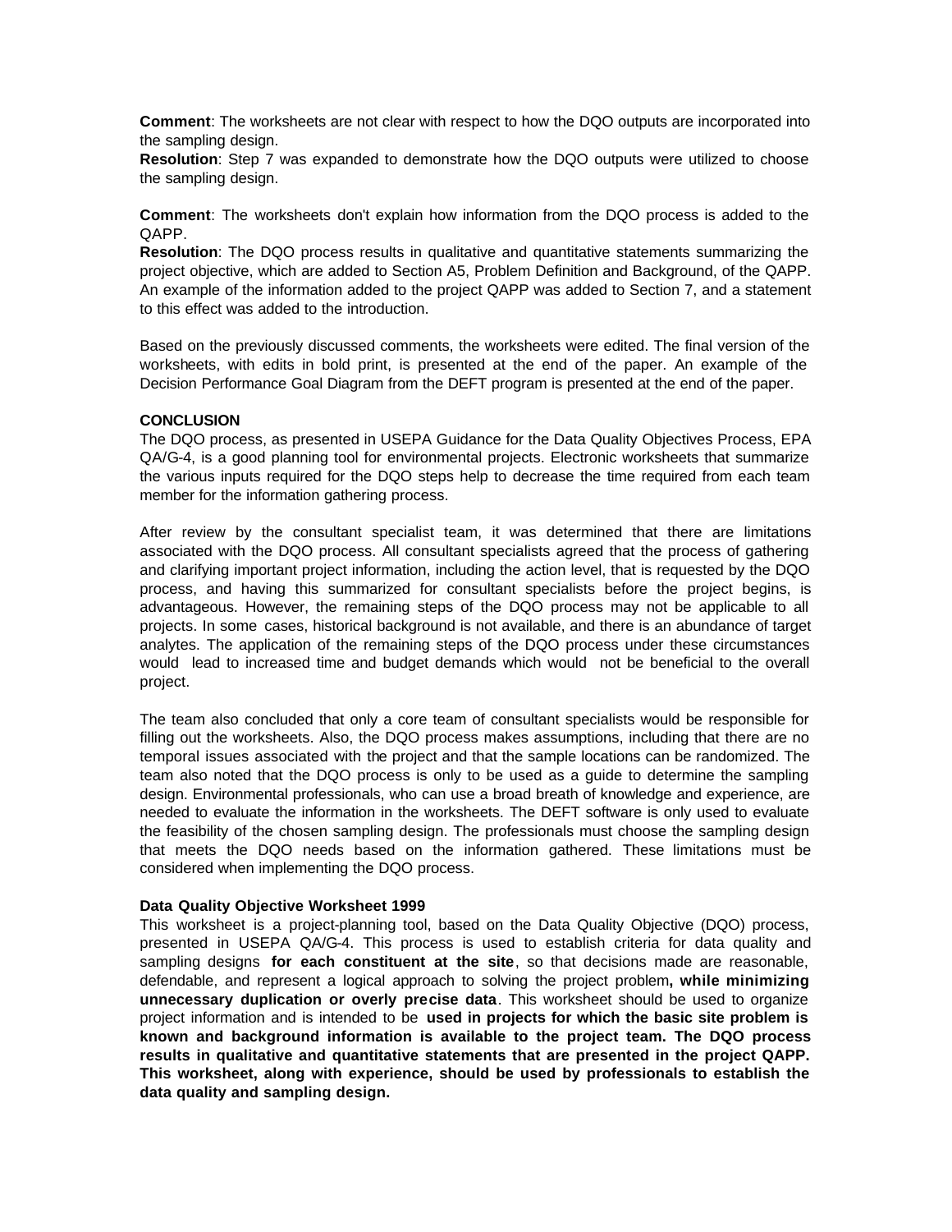**Comment**: The worksheets are not clear with respect to how the DQO outputs are incorporated into the sampling design.
**Resolution**: Step 7 was expanded to demonstrate how the DQO outputs were utilized to choose the sampling design.

**Comment**: The worksheets don't explain how information from the DQO process is added to the QAPP.
**Resolution**: The DQO process results in qualitative and quantitative statements summarizing the project objective, which are added to Section A5, Problem Definition and Background, of the QAPP. An example of the information added to the project QAPP was added to Section 7, and a statement to this effect was added to the introduction.

Based on the previously discussed comments, the worksheets were edited. The final version of the worksheets, with edits in bold print, is presented at the end of the paper. An example of the Decision Performance Goal Diagram from the DEFT program is presented at the end of the paper.

**CONCLUSION**

The DQO process, as presented in USEPA Guidance for the Data Quality Objectives Process, EPA QA/G-4, is a good planning tool for environmental projects. Electronic worksheets that summarize the various inputs required for the DQO steps help to decrease the time required from each team member for the information gathering process.

After review by the consultant specialist team, it was determined that there are limitations associated with the DQO process. All consultant specialists agreed that the process of gathering and clarifying important project information, including the action level, that is requested by the DQO process, and having this summarized for consultant specialists before the project begins, is advantageous. However, the remaining steps of the DQO process may not be applicable to all projects. In some cases, historical background is not available, and there is an abundance of target analytes. The application of the remaining steps of the DQO process under these circumstances would lead to increased time and budget demands which would not be beneficial to the overall project.

The team also concluded that only a core team of consultant specialists would be responsible for filling out the worksheets. Also, the DQO process makes assumptions, including that there are no temporal issues associated with the project and that the sample locations can be randomized. The team also noted that the DQO process is only to be used as a guide to determine the sampling design. Environmental professionals, who can use a broad breath of knowledge and experience, are needed to evaluate the information in the worksheets. The DEFT software is only used to evaluate the feasibility of the chosen sampling design. The professionals must choose the sampling design that meets the DQO needs based on the information gathered. These limitations must be considered when implementing the DQO process.

**Data Quality Objective Worksheet 1999**

This worksheet is a project-planning tool, based on the Data Quality Objective (DQO) process, presented in USEPA QA/G-4. This process is used to establish criteria for data quality and sampling designs **for each constituent at the site**, so that decisions made are reasonable, defendable, and represent a logical approach to solving the project problem**, while minimizing unnecessary duplication or overly precise data**. This worksheet should be used to organize project information and is intended to be **used in projects for which the basic site problem is known and background information is available to the project team. The DQO process results in qualitative and quantitative statements that are presented in the project QAPP. This worksheet, along with experience, should be used by professionals to establish the data quality and sampling design.**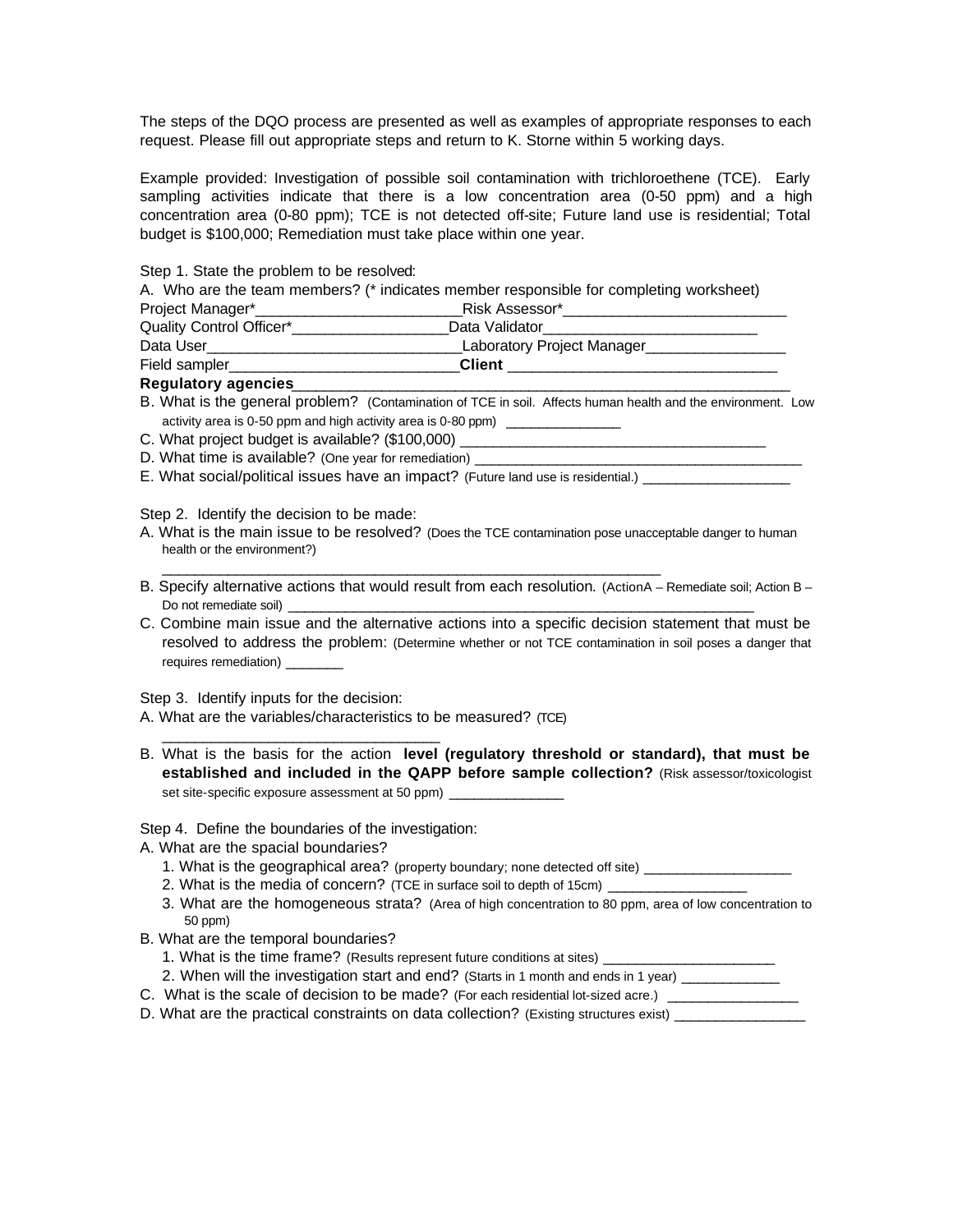The steps of the DQO process are presented as well as examples of appropriate responses to each request. Please fill out appropriate steps and return to K. Storne within 5 working days.

Example provided: Investigation of possible soil contamination with trichloroethene (TCE). Early sampling activities indicate that there is a low concentration area (0-50 ppm) and a high concentration area (0-80 ppm); TCE is not detected off-site; Future land use is residential; Total budget is $100,000; Remediation must take place within one year.

Step 1. State the problem to be resolved:

A. Who are the team members? (* indicates member responsible for completing worksheet)

Project Manager*_________________________Risk Assessor*___________________________

Quality Control Officer*___________________Data Validator__________________________

Data User_______________________________Laboratory Project Manager_________________

Field sampler____________________________**Client** _________________________________

**Regulatory agencies**_____________________________________________________________

B. What is the general problem? (Contamination of TCE in soil. Affects human health and the environment. Low activity area is 0-50 ppm and high activity area is 0-80 ppm) _______________

C. What project budget is available? ($100,000) _____________________________________

D. What time is available? (One year for remediation) __________________________________________

E. What social/political issues have an impact? (Future land use is residential.) ___________________

Step 2. Identify the decision to be made:

A. What is the main issue to be resolved? (Does the TCE contamination pose unacceptable danger to human health or the environment?)

_____________________________________________________________

B. Specify alternative actions that would result from each resolution. (ActionA – Remediate soil; Action B – Do not remediate soil) _____________________________________________________________

C. Combine main issue and the alternative actions into a specific decision statement that must be resolved to address the problem: (Determine whether or not TCE contamination in soil poses a danger that requires remediation) ________

Step 3. Identify inputs for the decision:

A. What are the variables/characteristics to be measured? (TCE)

_________________________________

B. What is the basis for the action **level (regulatory threshold or standard), that must be established and included in the QAPP before sample collection?** (Risk assessor/toxicologist set site-specific exposure assessment at 50 ppm) _______________

Step 4. Define the boundaries of the investigation:

A. What are the spacial boundaries?

1. What is the geographical area? (property boundary; none detected off site) ___________________
2. What is the media of concern? (TCE in surface soil to depth of 15cm) __________________
3. What are the homogeneous strata? (Area of high concentration to 80 ppm, area of low concentration to 50 ppm)

B. What are the temporal boundaries?

1. What is the time frame? (Results represent future conditions at sites) ______________________
2. When will the investigation start and end? (Starts in 1 month and ends in 1 year) ____________

C. What is the scale of decision to be made? (For each residential lot-sized acre.) _________________

D. What are the practical constraints on data collection? (Existing structures exist) _________________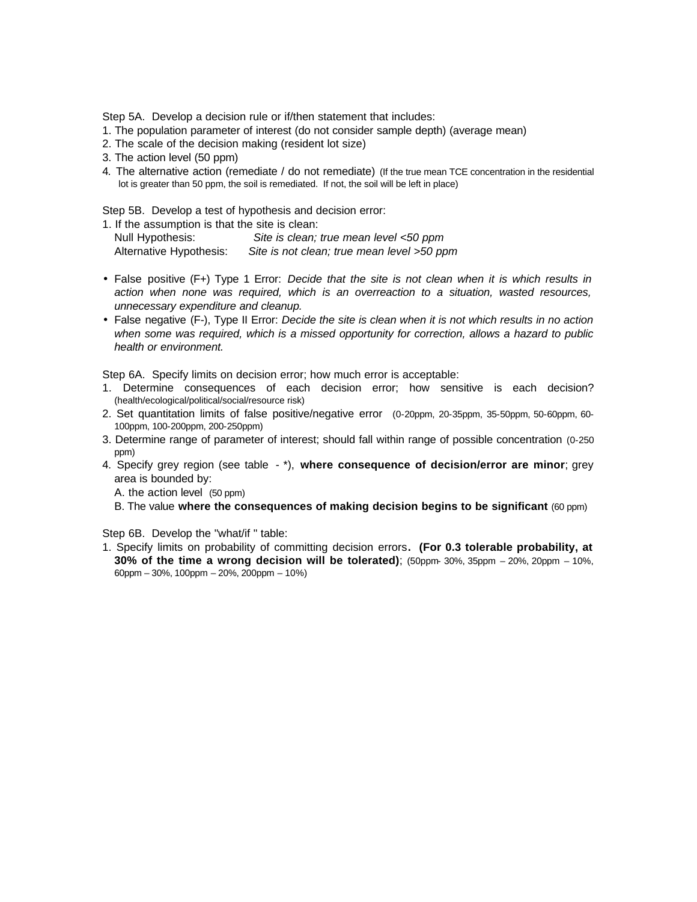Step 5A. Develop a decision rule or if/then statement that includes:

1. The population parameter of interest (do not consider sample depth) (average mean)
2. The scale of the decision making (resident lot size)
3. The action level (50 ppm)
4. The alternative action (remediate / do not remediate) (If the true mean TCE concentration in the residential lot is greater than 50 ppm, the soil is remediated. If not, the soil will be left in place)

Step 5B. Develop a test of hypothesis and decision error:

1. If the assumption is that the site is clean:
   Null Hypothesis: *Site is clean; true mean level <50 ppm*
   Alternative Hypothesis: *Site is not clean; true mean level >50 ppm*

- False positive (F+) Type 1 Error: *Decide that the site is not clean when it is which results in action when none was required, which is an overreaction to a situation, wasted resources, unnecessary expenditure and cleanup.*
- False negative (F-), Type II Error: *Decide the site is clean when it is not which results in no action when some was required, which is a missed opportunity for correction, allows a hazard to public health or environment.*

Step 6A. Specify limits on decision error; how much error is acceptable:

1. Determine consequences of each decision error; how sensitive is each decision? (health/ecological/political/social/resource risk)
2. Set quantitation limits of false positive/negative error (0-20ppm, 20-35ppm, 35-50ppm, 50-60ppm, 60-100ppm, 100-200ppm, 200-250ppm)
3. Determine range of parameter of interest; should fall within range of possible concentration (0-250 ppm)
4. Specify grey region (see table - *), **where consequence of decision/error are minor**; grey area is bounded by:
   A. the action level (50 ppm)
   B. The value **where the consequences of making decision begins to be significant** (60 ppm)

Step 6B. Develop the "what/if " table:

1. Specify limits on probability of committing decision errors**. (For 0.3 tolerable probability, at 30% of the time a wrong decision will be tolerated)**; (50ppm- 30%, 35ppm – 20%, 20ppm – 10%, 60ppm – 30%, 100ppm – 20%, 200ppm – 10%)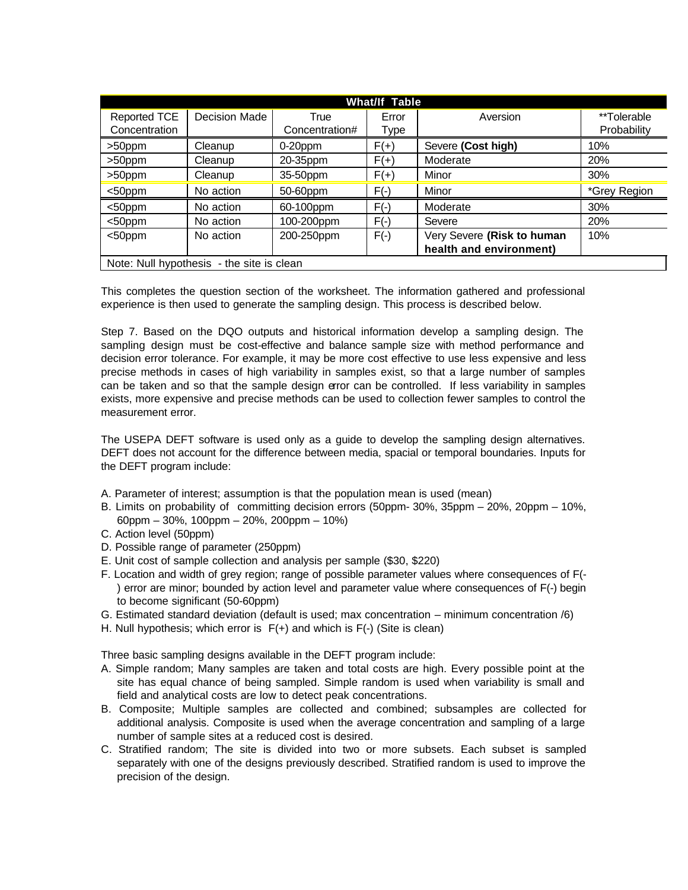| What/If Table | | | | | |
|---|---|---|---|---|---|
| Reported TCE Concentration | Decision Made | True Concentration# | Error Type | Aversion | **Tolerable Probability |
| >50ppm | Cleanup | 0-20ppm | F(+) | Severe **(Cost high)** | 10% |
| >50ppm | Cleanup | 20-35ppm | F(+) | Moderate | 20% |
| >50ppm | Cleanup | 35-50ppm | F(+) | Minor | 30% |
| <50ppm | No action | 50-60ppm | F(-) | Minor | *Grey Region |
| <50ppm | No action | 60-100ppm | F(-) | Moderate | 30% |
| <50ppm | No action | 100-200ppm | F(-) | Severe | 20% |
| <50ppm | No action | 200-250ppm | F(-) | Very Severe **(Risk to human health and environment)** | 10% |
| Note: Null hypothesis - the site is clean | | | | | |

This completes the question section of the worksheet. The information gathered and professional experience is then used to generate the sampling design. This process is described below.

Step 7. Based on the DQO outputs and historical information develop a sampling design. The sampling design must be cost-effective and balance sample size with method performance and decision error tolerance. For example, it may be more cost effective to use less expensive and less precise methods in cases of high variability in samples exist, so that a large number of samples can be taken and so that the sample design error can be controlled. If less variability in samples exists, more expensive and precise methods can be used to collection fewer samples to control the measurement error.

The USEPA DEFT software is used only as a guide to develop the sampling design alternatives. DEFT does not account for the difference between media, spacial or temporal boundaries. Inputs for the DEFT program include:

A. Parameter of interest; assumption is that the population mean is used (mean)
B. Limits on probability of committing decision errors (50ppm- 30%, 35ppm – 20%, 20ppm – 10%, 60ppm – 30%, 100ppm – 20%, 200ppm – 10%)
C. Action level (50ppm)
D. Possible range of parameter (250ppm)
E. Unit cost of sample collection and analysis per sample ($30, $220)
F. Location and width of grey region; range of possible parameter values where consequences of F(-) error are minor; bounded by action level and parameter value where consequences of F(-) begin to become significant (50-60ppm)
G. Estimated standard deviation (default is used; max concentration – minimum concentration /6)
H. Null hypothesis; which error is F(+) and which is F(-) (Site is clean)

Three basic sampling designs available in the DEFT program include:

A. Simple random; Many samples are taken and total costs are high. Every possible point at the site has equal chance of being sampled. Simple random is used when variability is small and field and analytical costs are low to detect peak concentrations.
B. Composite; Multiple samples are collected and combined; subsamples are collected for additional analysis. Composite is used when the average concentration and sampling of a large number of sample sites at a reduced cost is desired.
C. Stratified random; The site is divided into two or more subsets. Each subset is sampled separately with one of the designs previously described. Stratified random is used to improve the precision of the design.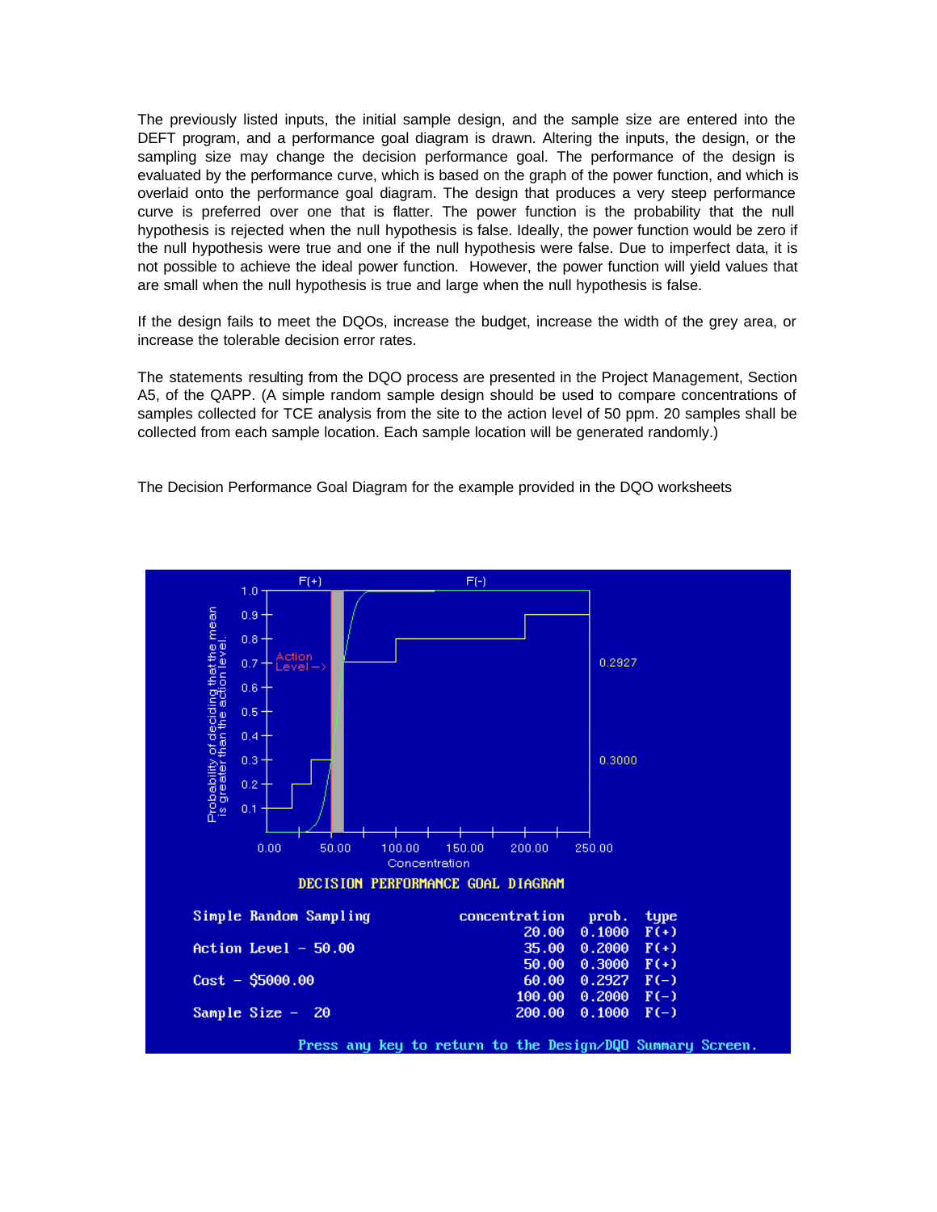The previously listed inputs, the initial sample design, and the sample size are entered into the DEFT program, and a performance goal diagram is drawn. Altering the inputs, the design, or the sampling size may change the decision performance goal. The performance of the design is evaluated by the performance curve, which is based on the graph of the power function, and which is overlaid onto the performance goal diagram. The design that produces a very steep performance curve is preferred over one that is flatter. The power function is the probability that the null hypothesis is rejected when the null hypothesis is false. Ideally, the power function would be zero if the null hypothesis were true and one if the null hypothesis were false. Due to imperfect data, it is not possible to achieve the ideal power function. However, the power function will yield values that are small when the null hypothesis is true and large when the null hypothesis is false.

If the design fails to meet the DQOs, increase the budget, increase the width of the grey area, or increase the tolerable decision error rates.

The statements resulting from the DQO process are presented in the Project Management, Section A5, of the QAPP. (A simple random sample design should be used to compare concentrations of samples collected for TCE analysis from the site to the action level of 50 ppm. 20 samples shall be collected from each sample location. Each sample location will be generated randomly.)

The Decision Performance Goal Diagram for the example provided in the DQO worksheets

DECISION PERFORMANCE GOAL DIAGRAM

Simple Random Sampling

Action Level - 50.00

Cost - $5000.00

Sample Size - 20

| concentration | prob. | type |
|---|---|---|
| 20.00 | 0.1000 | F(+) |
| 35.00 | 0.2000 | F(+) |
| 50.00 | 0.3000 | F(+) |
| 60.00 | 0.2927 | F(-) |
| 100.00 | 0.2000 | F(-) |
| 200.00 | 0.1000 | F(-) |

Press any key to return to the Design/DQO Summary Screen.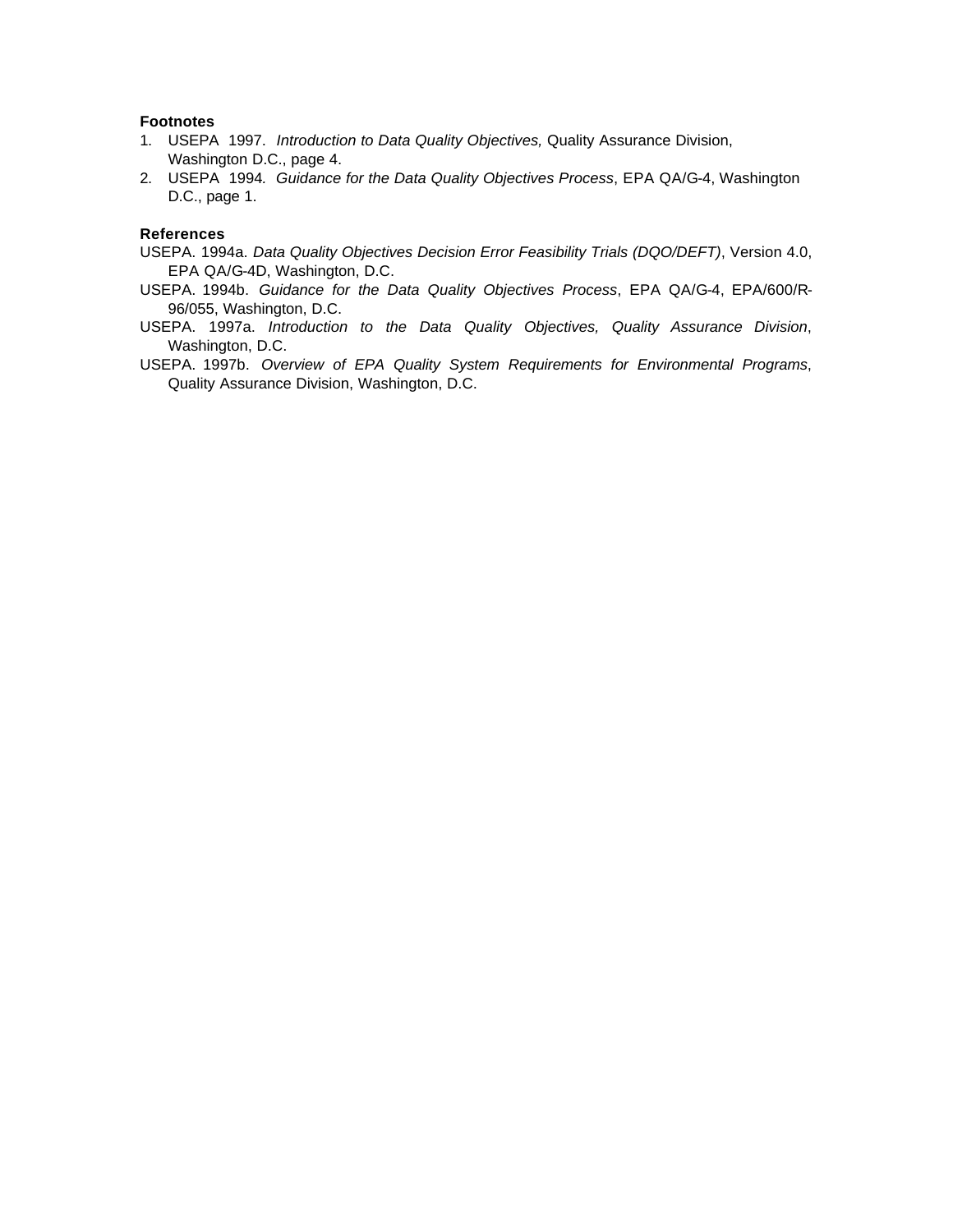**Footnotes**

1. USEPA 1997. *Introduction to Data Quality Objectives,* Quality Assurance Division, Washington D.C., page 4.
2. USEPA 1994*. Guidance for the Data Quality Objectives Process*, EPA QA/G-4, Washington D.C., page 1.

**References**

USEPA. 1994a. *Data Quality Objectives Decision Error Feasibility Trials (DQO/DEFT)*, Version 4.0, EPA QA/G-4D, Washington, D.C.

USEPA. 1994b. *Guidance for the Data Quality Objectives Process*, EPA QA/G-4, EPA/600/R-96/055, Washington, D.C.

USEPA. 1997a. *Introduction to the Data Quality Objectives, Quality Assurance Division*, Washington, D.C.

USEPA. 1997b. *Overview of EPA Quality System Requirements for Environmental Programs*, Quality Assurance Division, Washington, D.C.